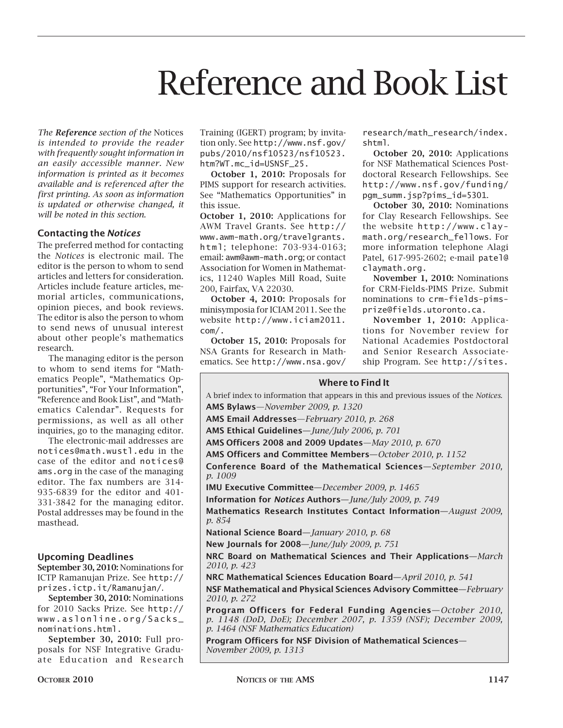# Reference and Book List

*The **Reference** section of the* Notices *is intended to provide the reader with frequently sought information in an easily accessible manner. New information is printed as it becomes available and is referenced after the first printing. As soon as information is updated or otherwise changed, it will be noted in this section.*

### Contacting the *Notices*

The preferred method for contacting the *Notices* is electronic mail. The editor is the person to whom to send articles and letters for consideration. Articles include feature articles, memorial articles, communications, opinion pieces, and book reviews. The editor is also the person to whom to send news of unusual interest about other people's mathematics research.

The managing editor is the person to whom to send items for "Mathematics People", "Mathematics Opportunities", "For Your Information", "Reference and Book List", and "Mathematics Calendar". Requests for permissions, as well as all other inquiries, go to the managing editor.

The electronic-mail addresses are notices@math.wustl.edu in the case of the editor and notices@ams.org in the case of the managing editor. The fax numbers are 314-935-6839 for the editor and 401-331-3842 for the managing editor. Postal addresses may be found in the masthead.

### Upcoming Deadlines

**September 30, 2010:** Nominations for ICTP Ramanujan Prize. See http://prizes.ictp.it/Ramanujan/.

**September 30, 2010:** Nominations for 2010 Sacks Prize. See http://www.aslonline.org/Sacks_nominations.html.

**September 30, 2010:** Full proposals for NSF Integrative Graduate Education and Research Training (IGERT) program; by invitation only. See http://www.nsf.gov/pubs/2010/nsf10523/nsf10523.htm?WT.mc_id=USNSF_25.

**October 1, 2010:** Proposals for PIMS support for research activities. See "Mathematics Opportunities" in this issue.

**October 1, 2010:** Applications for AWM Travel Grants. See http://www.awm-math.org/travelgrants.html; telephone: 703-934-0163; email: awm@awm-math.org; or contact Association for Women in Mathematics, 11240 Waples Mill Road, Suite 200, Fairfax, VA 22030.

**October 4, 2010:** Proposals for minisymposia for ICIAM 2011. See the website http://www.iciam2011.com/.

**October 15, 2010:** Proposals for NSA Grants for Research in Mathematics. See http://www.nsa.gov/research/math_research/index.shtml.

**October 20, 2010:** Applications for NSF Mathematical Sciences Postdoctoral Research Fellowships. See http://www.nsf.gov/funding/pgm_summ.jsp?pims_id=5301.

**October 30, 2010:** Nominations for Clay Research Fellowships. See the website http://www.claymath.org/research_fellows. For more information telephone Alagi Patel, 617-995-2602; e-mail patel@claymath.org.

**November 1, 2010:** Nominations for CRM-Fields-PIMS Prize. Submit nominations to crm-fields-pims-prize@fields.utoronto.ca.

**November 1, 2010:** Applications for November review for National Academies Postdoctoral and Senior Research Associateship Program. See http://sites.

### Where to Find It

A brief index to information that appears in this and previous issues of the *Notices*.

**AMS Bylaws**—*November 2009, p. 1320*

**AMS Email Addresses**—*February 2010, p. 268*

**AMS Ethical Guidelines**—*June/July 2006, p. 701*

**AMS Officers 2008 and 2009 Updates**—*May 2010, p. 670*

**AMS Officers and Committee Members**—*October 2010, p. 1152*

**Conference Board of the Mathematical Sciences**—*September 2010, p. 1009*

**IMU Executive Committee**—*December 2009, p. 1465*

**Information for *Notices* Authors**—*June/July 2009, p. 749*

**Mathematics Research Institutes Contact Information**—*August 2009, p. 854*

**National Science Board**—*January 2010, p. 68*

**New Journals for 2008**—*June/July 2009, p. 751*

**NRC Board on Mathematical Sciences and Their Applications**—*March 2010, p. 423*

**NRC Mathematical Sciences Education Board**—*April 2010, p. 541*

**NSF Mathematical and Physical Sciences Advisory Committee**—*February 2010, p. 272*

**Program Officers for Federal Funding Agencies**—*October 2010, p. 1148 (DoD, DoE); December 2007, p. 1359 (NSF); December 2009, p. 1464 (NSF Mathematics Education)*

**Program Officers for NSF Division of Mathematical Sciences**—*November 2009, p. 1313*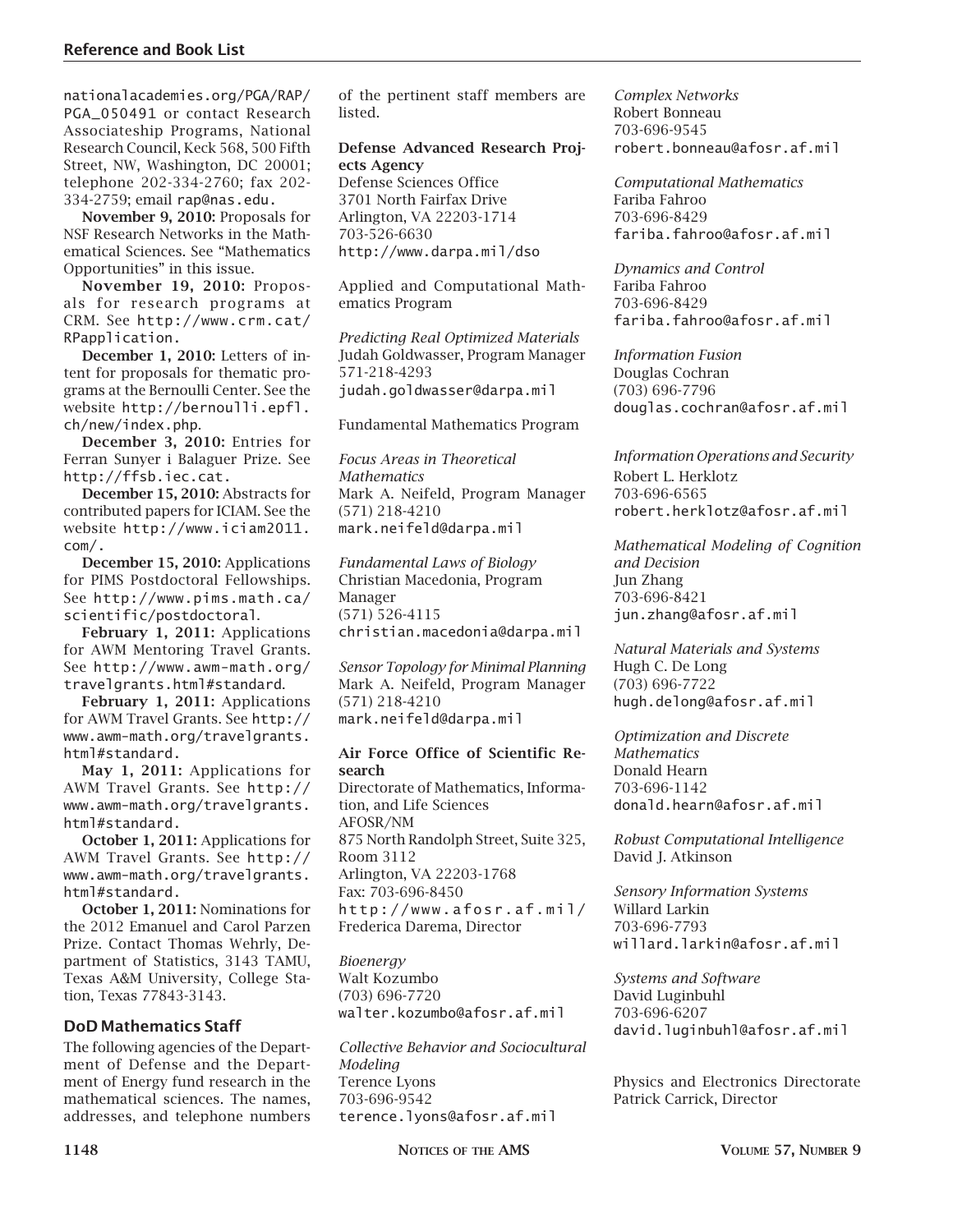nationalacademies.org/PGA/RAP/PGA_050491 or contact Research Associateship Programs, National Research Council, Keck 568, 500 Fifth Street, NW, Washington, DC 20001; telephone 202-334-2760; fax 202-334-2759; email rap@nas.edu.

**November 9, 2010:** Proposals for NSF Research Networks in the Mathematical Sciences. See "Mathematics Opportunities" in this issue.

**November 19, 2010:** Proposals for research programs at CRM. See http://www.crm.cat/RPapplication.

**December 1, 2010:** Letters of intent for proposals for thematic programs at the Bernoulli Center. See the website http://bernoulli.epfl.ch/new/index.php.

**December 3, 2010:** Entries for Ferran Sunyer i Balaguer Prize. See http://ffsb.iec.cat.

**December 15, 2010:** Abstracts for contributed papers for ICIAM. See the website http://www.iciam2011.com/.

**December 15, 2010:** Applications for PIMS Postdoctoral Fellowships. See http://www.pims.math.ca/scientific/postdoctoral.

**February 1, 2011:** Applications for AWM Mentoring Travel Grants. See http://www.awm-math.org/travelgrants.html#standard.

**February 1, 2011:** Applications for AWM Travel Grants. See http://www.awm-math.org/travelgrants.html#standard.

**May 1, 2011:** Applications for AWM Travel Grants. See http://www.awm-math.org/travelgrants.html#standard.

**October 1, 2011:** Applications for AWM Travel Grants. See http://www.awm-math.org/travelgrants.html#standard.

**October 1, 2011:** Nominations for the 2012 Emanuel and Carol Parzen Prize. Contact Thomas Wehrly, Department of Statistics, 3143 TAMU, Texas A&M University, College Station, Texas 77843-3143.

## DoD Mathematics Staff

The following agencies of the Department of Defense and the Department of Energy fund research in the mathematical sciences. The names, addresses, and telephone numbers of the pertinent staff members are listed.

**Defense Advanced Research Projects Agency**
Defense Sciences Office
3701 North Fairfax Drive
Arlington, VA 22203-1714
703-526-6630
http://www.darpa.mil/dso

Applied and Computational Mathematics Program

*Predicting Real Optimized Materials*
Judah Goldwasser, Program Manager
571-218-4293
judah.goldwasser@darpa.mil

Fundamental Mathematics Program

*Focus Areas in Theoretical Mathematics*
Mark A. Neifeld, Program Manager
(571) 218-4210
mark.neifeld@darpa.mil

*Fundamental Laws of Biology*
Christian Macedonia, Program Manager
(571) 526-4115
christian.macedonia@darpa.mil

*Sensor Topology for Minimal Planning*
Mark A. Neifeld, Program Manager
(571) 218-4210
mark.neifeld@darpa.mil

**Air Force Office of Scientific Research**
Directorate of Mathematics, Information, and Life Sciences
AFOSR/NM
875 North Randolph Street, Suite 325, Room 3112
Arlington, VA 22203-1768
Fax: 703-696-8450
http://www.afosr.af.mil/
Frederica Darema, Director

*Bioenergy*
Walt Kozumbo
(703) 696-7720
walter.kozumbo@afosr.af.mil

*Collective Behavior and Sociocultural Modeling*
Terence Lyons
703-696-9542
terence.lyons@afosr.af.mil

*Complex Networks*
Robert Bonneau
703-696-9545
robert.bonneau@afosr.af.mil

*Computational Mathematics*
Fariba Fahroo
703-696-8429
fariba.fahroo@afosr.af.mil

*Dynamics and Control*
Fariba Fahroo
703-696-8429
fariba.fahroo@afosr.af.mil

*Information Fusion*
Douglas Cochran
(703) 696-7796
douglas.cochran@afosr.af.mil

*Information Operations and Security*
Robert L. Herklotz
703-696-6565
robert.herklotz@afosr.af.mil

*Mathematical Modeling of Cognition and Decision*
Jun Zhang
703-696-8421
jun.zhang@afosr.af.mil

*Natural Materials and Systems*
Hugh C. De Long
(703) 696-7722
hugh.delong@afosr.af.mil

*Optimization and Discrete Mathematics*
Donald Hearn
703-696-1142
donald.hearn@afosr.af.mil

*Robust Computational Intelligence*
David J. Atkinson

*Sensory Information Systems*
Willard Larkin
703-696-7793
willard.larkin@afosr.af.mil

*Systems and Software*
David Luginbuhl
703-696-6207
david.luginbuhl@afosr.af.mil

Physics and Electronics Directorate
Patrick Carrick, Director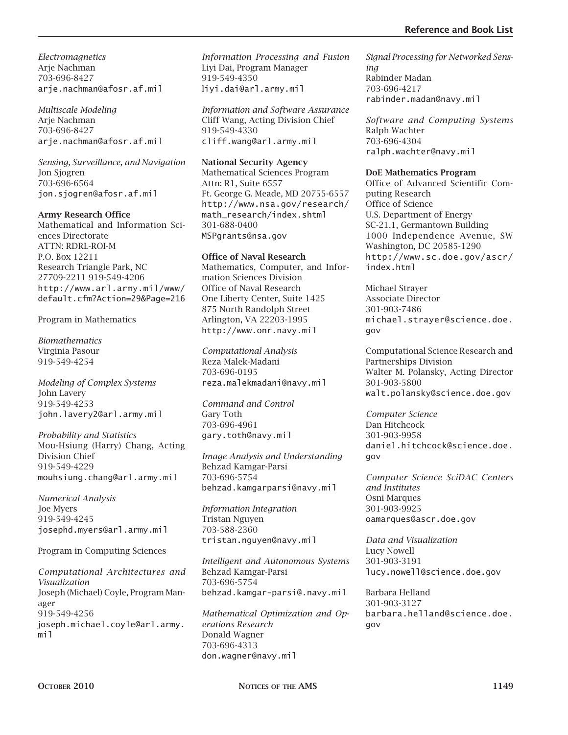*Electromagnetics*
Arje Nachman
703-696-8427
arje.nachman@afosr.af.mil

*Multiscale Modeling*
Arje Nachman
703-696-8427
arje.nachman@afosr.af.mil

*Sensing, Surveillance, and Navigation*
Jon Sjogren
703-696-6564
jon.sjogren@afosr.af.mil

**Army Research Office**
Mathematical and Information Sciences Directorate
ATTN: RDRL-ROI-M
P.O. Box 12211
Research Triangle Park, NC
27709-2211 919-549-4206
http://www.arl.army.mil/www/default.cfm?Action=29&Page=216

Program in Mathematics

*Biomathematics*
Virginia Pasour
919-549-4254

*Modeling of Complex Systems*
John Lavery
919-549-4253
john.lavery2@arl.army.mil

*Probability and Statistics*
Mou-Hsiung (Harry) Chang, Acting Division Chief
919-549-4229
mouhsiung.chang@arl.army.mil

*Numerical Analysis*
Joe Myers
919-549-4245
josephd.myers@arl.army.mil

Program in Computing Sciences

*Computational Architectures and Visualization*
Joseph (Michael) Coyle, Program Manager
919-549-4256
joseph.michael.coyle@arl.army.mil

*Information Processing and Fusion*
Liyi Dai, Program Manager
919-549-4350
liyi.dai@arl.army.mil

*Information and Software Assurance*
Cliff Wang, Acting Division Chief
919-549-4330
cliff.wang@arl.army.mil

**National Security Agency**
Mathematical Sciences Program
Attn: R1, Suite 6557
Ft. George G. Meade, MD 20755-6557
http://www.nsa.gov/research/math_research/index.shtml
301-688-0400
MSPgrants@nsa.gov

**Office of Naval Research**
Mathematics, Computer, and Information Sciences Division
Office of Naval Research
One Liberty Center, Suite 1425
875 North Randolph Street
Arlington, VA 22203-1995
http://www.onr.navy.mil

*Computational Analysis*
Reza Malek-Madani
703-696-0195
reza.malekmadani@navy.mil

*Command and Control*
Gary Toth
703-696-4961
gary.toth@navy.mil

*Image Analysis and Understanding*
Behzad Kamgar-Parsi
703-696-5754
behzad.kamgarparsi@navy.mil

*Information Integration*
Tristan Nguyen
703-588-2360
tristan.nguyen@navy.mil

*Intelligent and Autonomous Systems*
Behzad Kamgar-Parsi
703-696-5754
behzad.kamgar-parsi@.navy.mil

*Mathematical Optimization and Operations Research*
Donald Wagner
703-696-4313
don.wagner@navy.mil

*Signal Processing for Networked Sensing*
Rabinder Madan
703-696-4217
rabinder.madan@navy.mil

*Software and Computing Systems*
Ralph Wachter
703-696-4304
ralph.wachter@navy.mil

**DoE Mathematics Program**
Office of Advanced Scientific Computing Research
Office of Science
U.S. Department of Energy
SC-21.1, Germantown Building
1000 Independence Avenue, SW
Washington, DC 20585-1290
http://www.sc.doe.gov/ascr/index.html

Michael Strayer
Associate Director
301-903-7486
michael.strayer@science.doe.gov

Computational Science Research and Partnerships Division
Walter M. Polansky, Acting Director
301-903-5800
walt.polansky@science.doe.gov

*Computer Science*
Dan Hitchcock
301-903-9958
daniel.hitchcock@science.doe.gov

*Computer Science SciDAC Centers and Institutes*
Osni Marques
301-903-9925
oamarques@ascr.doe.gov

*Data and Visualization*
Lucy Nowell
301-903-3191
lucy.nowell@science.doe.gov

Barbara Helland
301-903-3127
barbara.helland@science.doe.gov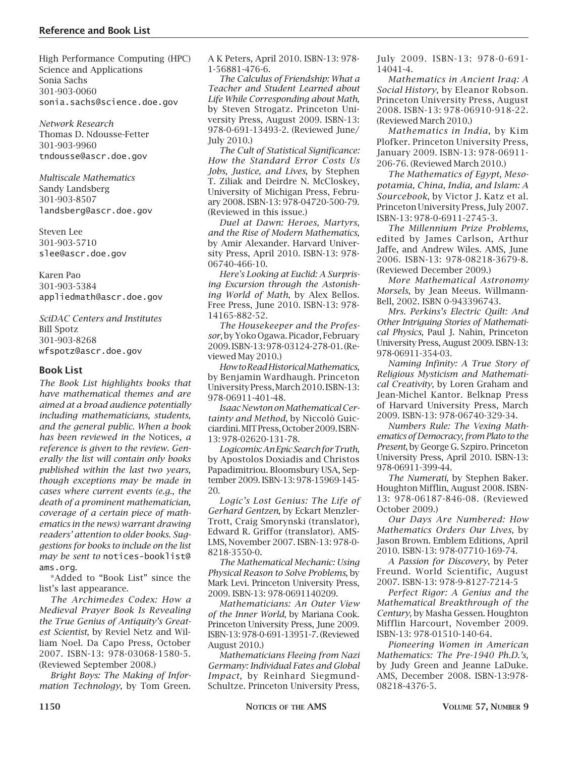## Reference and Book List

High Performance Computing (HPC) Science and Applications
Sonia Sachs
301-903-0060
sonia.sachs@science.doe.gov

*Network Research*
Thomas D. Ndousse-Fetter
301-903-9960
tndousse@ascr.doe.gov

*Multiscale Mathematics*
Sandy Landsberg
301-903-8507
landsberg@ascr.doe.gov

Steven Lee
301-903-5710
slee@ascr.doe.gov

Karen Pao
301-903-5384
appliedmath@ascr.doe.gov

*SciDAC Centers and Institutes*
Bill Spotz
301-903-8268
wfspotz@ascr.doe.gov

### Book List

*The Book List highlights books that have mathematical themes and are aimed at a broad audience potentially including mathematicians, students, and the general public. When a book has been reviewed in the* Notices, *a reference is given to the review. Generally the list will contain only books published within the last two years, though exceptions may be made in cases where current events (e.g., the death of a prominent mathematician, coverage of a certain piece of mathematics in the news) warrant drawing readers' attention to older books. Suggestions for books to include on the list may be sent to* notices-booklist@ams.org.

*Added to "Book List" since the list's last appearance.

*The Archimedes Codex: How a Medieval Prayer Book Is Revealing the True Genius of Antiquity's Greatest Scientist*, by Reviel Netz and William Noel. Da Capo Press, October 2007. ISBN-13: 978-03068-1580-5. (Reviewed September 2008.)

*Bright Boys: The Making of Information Technology,* by Tom Green. A K Peters, April 2010. ISBN-13: 978-1-56881-476-6.

*The Calculus of Friendship: What a Teacher and Student Learned about Life While Corresponding about Math*, by Steven Strogatz. Princeton University Press, August 2009. ISBN-13: 978-0-691-13493-2. (Reviewed June/July 2010.)

*The Cult of Statistical Significance: How the Standard Error Costs Us Jobs, Justice, and Lives*, by Stephen T. Ziliak and Deirdre N. McCloskey, University of Michigan Press, February 2008. ISBN-13: 978-04720-500-79. (Reviewed in this issue.)

*Duel at Dawn: Heroes, Martyrs, and the Rise of Modern Mathematics,* by Amir Alexander. Harvard University Press, April 2010. ISBN-13: 978-06740-466-10.

*Here's Looking at Euclid: A Surprising Excursion through the Astonishing World of Math*, by Alex Bellos. Free Press, June 2010. ISBN-13: 978-14165-882-52.

*The Housekeeper and the Professor*, by Yoko Ogawa. Picador, February 2009. ISBN-13: 978-03124-278-01. (Reviewed May 2010.)

*How to Read Historical Mathematics,* by Benjamin Wardhaugh. Princeton University Press, March 2010. ISBN-13: 978-06911-401-48.

*Isaac Newton on Mathematical Certainty and Method*, by Niccolò Guicciardini. MIT Press, October 2009. ISBN-13: 978-02620-131-78.

*Logicomix: An Epic Search for Truth,* by Apostolos Doxiadis and Christos Papadimitriou. Bloomsbury USA, September 2009. ISBN-13: 978-15969-145-20.

*Logic's Lost Genius: The Life of Gerhard Gentzen*, by Eckart Menzler-Trott, Craig Smorynski (translator), Edward R. Griffor (translator). AMS-LMS, November 2007. ISBN-13: 978-0-8218-3550-0.

*The Mathematical Mechanic: Using Physical Reason to Solve Problems*, by Mark Levi. Princeton University Press, 2009. ISBN-13: 978-0691140209.

*Mathematicians: An Outer View of the Inner World*, by Mariana Cook. Princeton University Press, June 2009. ISBN-13: 978-0-691-13951-7. (Reviewed August 2010.)

*Mathematicians Fleeing from Nazi Germany: Individual Fates and Global Impact,* by Reinhard Siegmund-Schultze. Princeton University Press, July 2009. ISBN-13: 978-0-691-14041-4.

*Mathematics in Ancient Iraq: A Social History*, by Eleanor Robson. Princeton University Press, August 2008. ISBN-13: 978-06910-918-22. (Reviewed March 2010.)

*Mathematics in India*, by Kim Plofker. Princeton University Press, January 2009. ISBN-13: 978-06911-206-76. (Reviewed March 2010.)

*The Mathematics of Egypt, Mesopotamia, China, India, and Islam: A Sourcebook*, by Victor J. Katz et al. Princeton University Press, July 2007. ISBN-13: 978-0-6911-2745-3.

*The Millennium Prize Problems*, edited by James Carlson, Arthur Jaffe, and Andrew Wiles. AMS, June 2006. ISBN-13: 978-08218-3679-8. (Reviewed December 2009.)

*More Mathematical Astronomy Morsels*, by Jean Meeus. Willmann-Bell, 2002. ISBN 0-943396743.

*Mrs. Perkins's Electric Quilt: And Other Intriguing Stories of Mathematical Physics*, Paul J. Nahin, Princeton University Press, August 2009. ISBN-13: 978-06911-354-03.

*Naming Infinity: A True Story of Religious Mysticism and Mathematical Creativity*, by Loren Graham and Jean-Michel Kantor. Belknap Press of Harvard University Press, March 2009. ISBN-13: 978-06740-329-34.

*Numbers Rule: The Vexing Mathematics of Democracy, from Plato to the Present*, by George G. Szpiro. Princeton University Press, April 2010. ISBN-13: 978-06911-399-44.

*The Numerati*, by Stephen Baker. Houghton Mifflin, August 2008. ISBN-13: 978-06187-846-08. (Reviewed October 2009.)

*Our Days Are Numbered: How Mathematics Orders Our Lives*, by Jason Brown. Emblem Editions, April 2010. ISBN-13: 978-07710-169-74.

*A Passion for Discovery*, by Peter Freund. World Scientific, August 2007. ISBN-13: 978-9-8127-7214-5

*Perfect Rigor: A Genius and the Mathematical Breakthrough of the Century,* by Masha Gessen. Houghton Mifflin Harcourt, November 2009. ISBN-13: 978-01510-140-64.

*Pioneering Women in American Mathematics: The Pre-1940 Ph.D.'s,* by Judy Green and Jeanne LaDuke. AMS, December 2008. ISBN-13:978-08218-4376-5.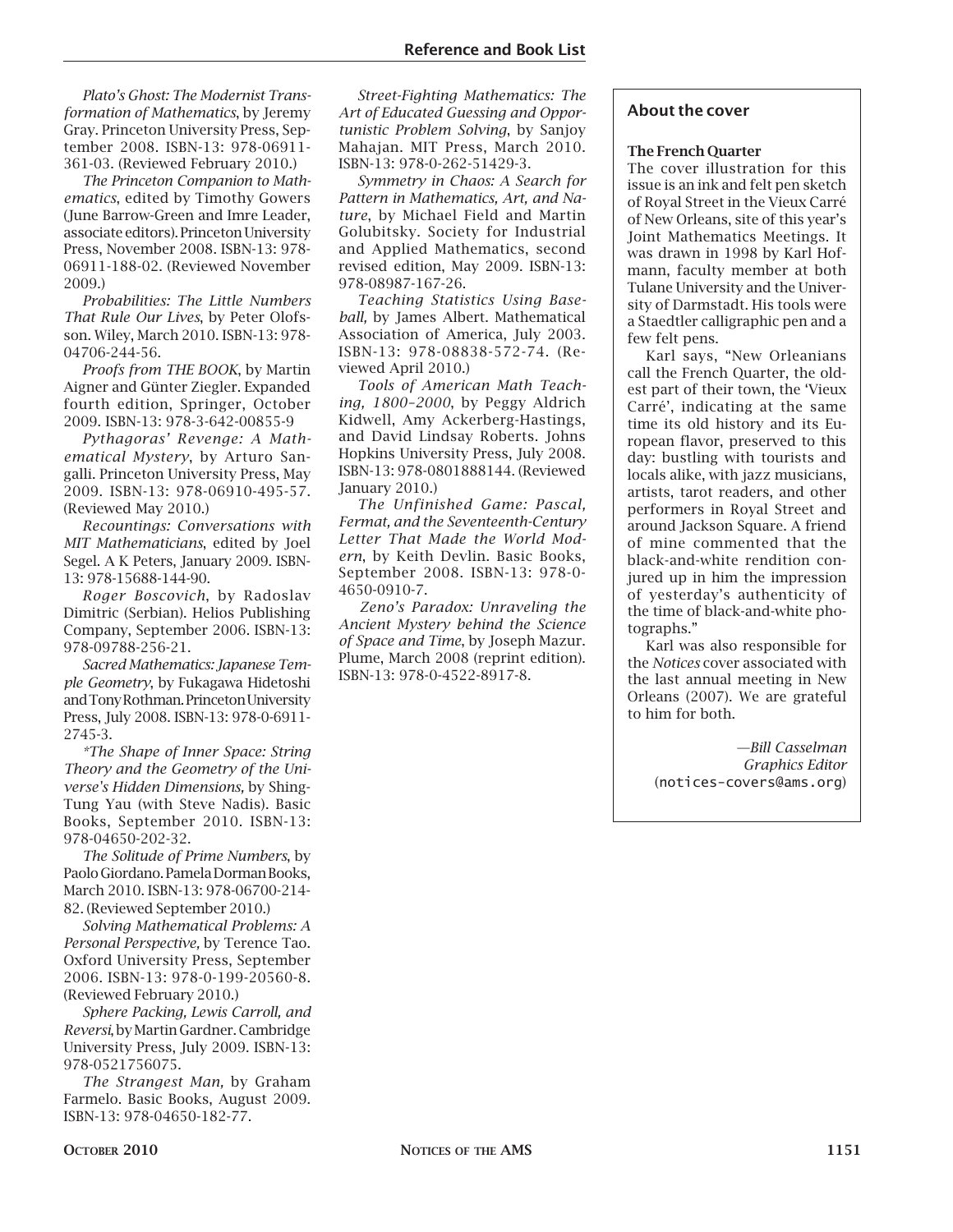*Plato's Ghost: The Modernist Transformation of Mathematics*, by Jeremy Gray. Princeton University Press, September 2008. ISBN-13: 978-06911-361-03. (Reviewed February 2010.)

*The Princeton Companion to Mathematics*, edited by Timothy Gowers (June Barrow-Green and Imre Leader, associate editors). Princeton University Press, November 2008. ISBN-13: 978-06911-188-02. (Reviewed November 2009.)

*Probabilities: The Little Numbers That Rule Our Lives*, by Peter Olofsson. Wiley, March 2010. ISBN-13: 978-04706-244-56.

*Proofs from THE BOOK*, by Martin Aigner and Günter Ziegler. Expanded fourth edition, Springer, October 2009. ISBN-13: 978-3-642-00855-9

*Pythagoras' Revenge: A Mathematical Mystery*, by Arturo Sangalli. Princeton University Press, May 2009. ISBN-13: 978-06910-495-57. (Reviewed May 2010.)

*Recountings: Conversations with MIT Mathematicians*, edited by Joel Segel. A K Peters, January 2009. ISBN-13: 978-15688-144-90.

*Roger Boscovich*, by Radoslav Dimitric (Serbian). Helios Publishing Company, September 2006. ISBN-13: 978-09788-256-21.

*Sacred Mathematics: Japanese Temple Geometry*, by Fukagawa Hidetoshi and Tony Rothman. Princeton University Press, July 2008. ISBN-13: 978-0-6911-2745-3.

*\*The Shape of Inner Space: String Theory and the Geometry of the Universe's Hidden Dimensions,* by Shing-Tung Yau (with Steve Nadis). Basic Books, September 2010. ISBN-13: 978-04650-202-32.

*The Solitude of Prime Numbers*, by Paolo Giordano. Pamela Dorman Books, March 2010. ISBN-13: 978-06700-214-82. (Reviewed September 2010.)

*Solving Mathematical Problems: A Personal Perspective,* by Terence Tao. Oxford University Press, September 2006. ISBN-13: 978-0-199-20560-8. (Reviewed February 2010.)

*Sphere Packing, Lewis Carroll, and Reversi*, by Martin Gardner. Cambridge University Press, July 2009. ISBN-13: 978-0521756075.

*The Strangest Man,* by Graham Farmelo. Basic Books, August 2009. ISBN-13: 978-04650-182-77.

*Street-Fighting Mathematics: The Art of Educated Guessing and Opportunistic Problem Solving*, by Sanjoy Mahajan. MIT Press, March 2010. ISBN-13: 978-0-262-51429-3.

*Symmetry in Chaos: A Search for Pattern in Mathematics, Art, and Nature*, by Michael Field and Martin Golubitsky. Society for Industrial and Applied Mathematics, second revised edition, May 2009. ISBN-13: 978-08987-167-26.

*Teaching Statistics Using Baseball,* by James Albert. Mathematical Association of America, July 2003. ISBN-13: 978-08838-572-74. (Reviewed April 2010.)

*Tools of American Math Teaching, 1800–2000*, by Peggy Aldrich Kidwell, Amy Ackerberg-Hastings, and David Lindsay Roberts. Johns Hopkins University Press, July 2008. ISBN-13: 978-0801888144. (Reviewed January 2010.)

*The Unfinished Game: Pascal, Fermat, and the Seventeenth-Century Letter That Made the World Modern*, by Keith Devlin. Basic Books, September 2008. ISBN-13: 978-0-4650-0910-7.

*Zeno's Paradox: Unraveling the Ancient Mystery behind the Science of Space and Time*, by Joseph Mazur. Plume, March 2008 (reprint edition). ISBN-13: 978-0-4522-8917-8.

## About the cover

### The French Quarter

The cover illustration for this issue is an ink and felt pen sketch of Royal Street in the Vieux Carré of New Orleans, site of this year's Joint Mathematics Meetings. It was drawn in 1998 by Karl Hofmann, faculty member at both Tulane University and the University of Darmstadt. His tools were a Staedtler calligraphic pen and a few felt pens.

Karl says, "New Orleanians call the French Quarter, the oldest part of their town, the 'Vieux Carré', indicating at the same time its old history and its European flavor, preserved to this day: bustling with tourists and locals alike, with jazz musicians, artists, tarot readers, and other performers in Royal Street and around Jackson Square. A friend of mine commented that the black-and-white rendition conjured up in him the impression of yesterday's authenticity of the time of black-and-white photographs."

Karl was also responsible for the *Notices* cover associated with the last annual meeting in New Orleans (2007). We are grateful to him for both.

*—Bill Casselman*
*Graphics Editor*
(notices-covers@ams.org)